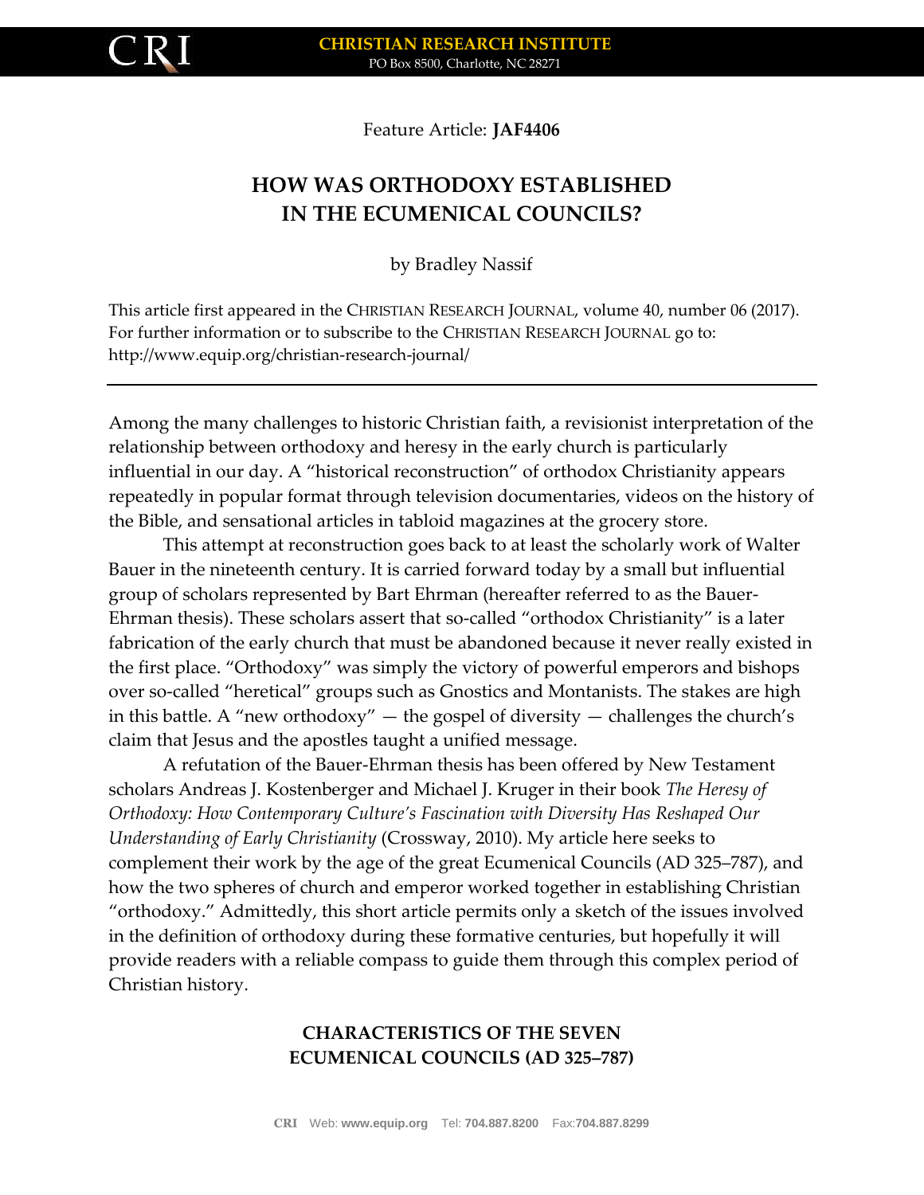Feature Article: **JAF4406**

# HOW WAS ORTHODOXY ESTABLISHED IN THE ECUMENICAL COUNCILS?

by Bradley Nassif

This article first appeared in the CHRISTIAN RESEARCH JOURNAL, volume 40, number 06 (2017). For further information or to subscribe to the CHRISTIAN RESEARCH JOURNAL go to: http://www.equip.org/christian-research-journal/

---

Among the many challenges to historic Christian faith, a revisionist interpretation of the relationship between orthodoxy and heresy in the early church is particularly influential in our day. A "historical reconstruction" of orthodox Christianity appears repeatedly in popular format through television documentaries, videos on the history of the Bible, and sensational articles in tabloid magazines at the grocery store.

This attempt at reconstruction goes back to at least the scholarly work of Walter Bauer in the nineteenth century. It is carried forward today by a small but influential group of scholars represented by Bart Ehrman (hereafter referred to as the Bauer-Ehrman thesis). These scholars assert that so-called "orthodox Christianity" is a later fabrication of the early church that must be abandoned because it never really existed in the first place. "Orthodoxy" was simply the victory of powerful emperors and bishops over so-called "heretical" groups such as Gnostics and Montanists. The stakes are high in this battle. A "new orthodoxy" — the gospel of diversity — challenges the church's claim that Jesus and the apostles taught a unified message.

A refutation of the Bauer-Ehrman thesis has been offered by New Testament scholars Andreas J. Kostenberger and Michael J. Kruger in their book *The Heresy of Orthodoxy: How Contemporary Culture's Fascination with Diversity Has Reshaped Our Understanding of Early Christianity* (Crossway, 2010). My article here seeks to complement their work by the age of the great Ecumenical Councils (AD 325–787), and how the two spheres of church and emperor worked together in establishing Christian "orthodoxy." Admittedly, this short article permits only a sketch of the issues involved in the definition of orthodoxy during these formative centuries, but hopefully it will provide readers with a reliable compass to guide them through this complex period of Christian history.

## CHARACTERISTICS OF THE SEVEN ECUMENICAL COUNCILS (AD 325–787)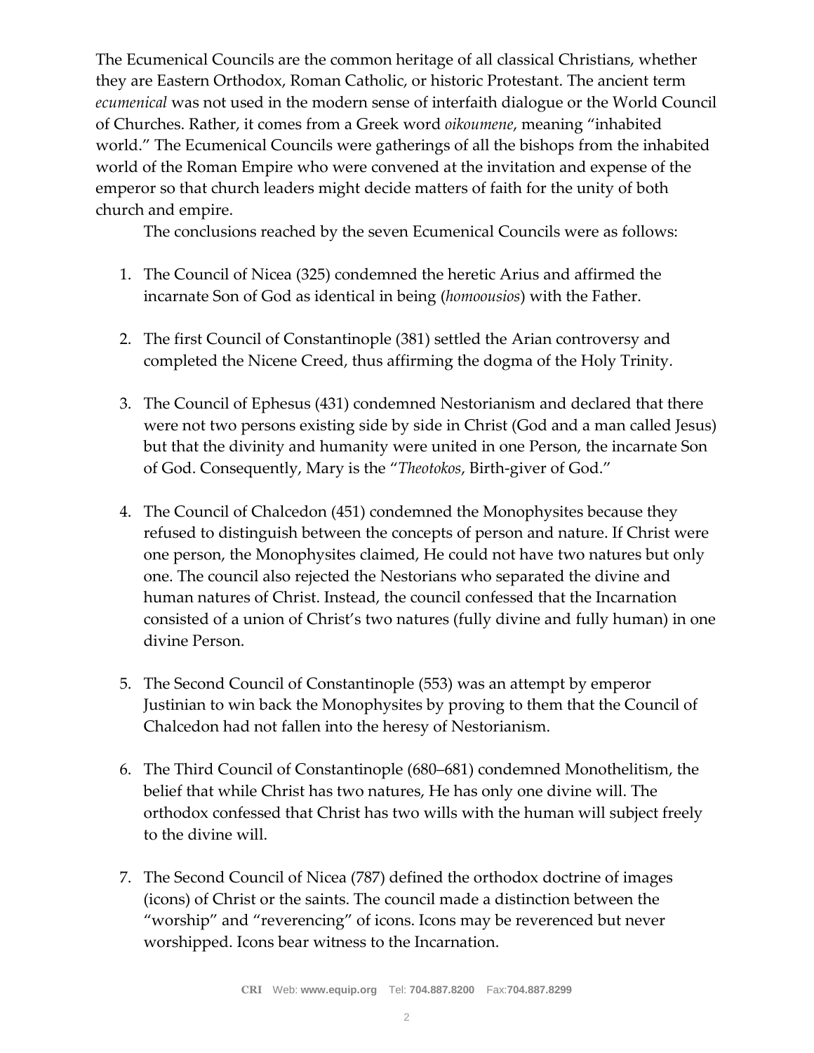The Ecumenical Councils are the common heritage of all classical Christians, whether they are Eastern Orthodox, Roman Catholic, or historic Protestant. The ancient term *ecumenical* was not used in the modern sense of interfaith dialogue or the World Council of Churches. Rather, it comes from a Greek word *oikoumene*, meaning "inhabited world." The Ecumenical Councils were gatherings of all the bishops from the inhabited world of the Roman Empire who were convened at the invitation and expense of the emperor so that church leaders might decide matters of faith for the unity of both church and empire.

The conclusions reached by the seven Ecumenical Councils were as follows:

1. The Council of Nicea (325) condemned the heretic Arius and affirmed the incarnate Son of God as identical in being (*homoousios*) with the Father.

2. The first Council of Constantinople (381) settled the Arian controversy and completed the Nicene Creed, thus affirming the dogma of the Holy Trinity.

3. The Council of Ephesus (431) condemned Nestorianism and declared that there were not two persons existing side by side in Christ (God and a man called Jesus) but that the divinity and humanity were united in one Person, the incarnate Son of God. Consequently, Mary is the "*Theotokos*, Birth-giver of God."

4. The Council of Chalcedon (451) condemned the Monophysites because they refused to distinguish between the concepts of person and nature. If Christ were one person, the Monophysites claimed, He could not have two natures but only one. The council also rejected the Nestorians who separated the divine and human natures of Christ. Instead, the council confessed that the Incarnation consisted of a union of Christ's two natures (fully divine and fully human) in one divine Person.

5. The Second Council of Constantinople (553) was an attempt by emperor Justinian to win back the Monophysites by proving to them that the Council of Chalcedon had not fallen into the heresy of Nestorianism.

6. The Third Council of Constantinople (680–681) condemned Monothelitism, the belief that while Christ has two natures, He has only one divine will. The orthodox confessed that Christ has two wills with the human will subject freely to the divine will.

7. The Second Council of Nicea (787) defined the orthodox doctrine of images (icons) of Christ or the saints. The council made a distinction between the "worship" and "reverencing" of icons. Icons may be reverenced but never worshipped. Icons bear witness to the Incarnation.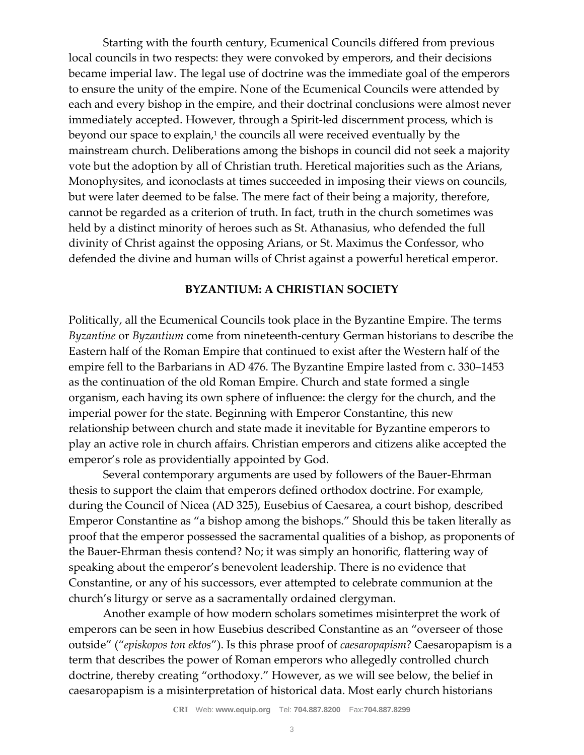Starting with the fourth century, Ecumenical Councils differed from previous local councils in two respects: they were convoked by emperors, and their decisions became imperial law. The legal use of doctrine was the immediate goal of the emperors to ensure the unity of the empire. None of the Ecumenical Councils were attended by each and every bishop in the empire, and their doctrinal conclusions were almost never immediately accepted. However, through a Spirit-led discernment process, which is beyond our space to explain,[1] the councils all were received eventually by the mainstream church. Deliberations among the bishops in council did not seek a majority vote but the adoption by all of Christian truth. Heretical majorities such as the Arians, Monophysites, and iconoclasts at times succeeded in imposing their views on councils, but were later deemed to be false. The mere fact of their being a majority, therefore, cannot be regarded as a criterion of truth. In fact, truth in the church sometimes was held by a distinct minority of heroes such as St. Athanasius, who defended the full divinity of Christ against the opposing Arians, or St. Maximus the Confessor, who defended the divine and human wills of Christ against a powerful heretical emperor.

## BYZANTIUM: A CHRISTIAN SOCIETY

Politically, all the Ecumenical Councils took place in the Byzantine Empire. The terms *Byzantine* or *Byzantium* come from nineteenth-century German historians to describe the Eastern half of the Roman Empire that continued to exist after the Western half of the empire fell to the Barbarians in AD 476. The Byzantine Empire lasted from c. 330–1453 as the continuation of the old Roman Empire. Church and state formed a single organism, each having its own sphere of influence: the clergy for the church, and the imperial power for the state. Beginning with Emperor Constantine, this new relationship between church and state made it inevitable for Byzantine emperors to play an active role in church affairs. Christian emperors and citizens alike accepted the emperor's role as providentially appointed by God.

Several contemporary arguments are used by followers of the Bauer-Ehrman thesis to support the claim that emperors defined orthodox doctrine. For example, during the Council of Nicea (AD 325), Eusebius of Caesarea, a court bishop, described Emperor Constantine as "a bishop among the bishops." Should this be taken literally as proof that the emperor possessed the sacramental qualities of a bishop, as proponents of the Bauer-Ehrman thesis contend? No; it was simply an honorific, flattering way of speaking about the emperor's benevolent leadership. There is no evidence that Constantine, or any of his successors, ever attempted to celebrate communion at the church's liturgy or serve as a sacramentally ordained clergyman.

Another example of how modern scholars sometimes misinterpret the work of emperors can be seen in how Eusebius described Constantine as an "overseer of those outside" ("*episkopos ton ektos*"). Is this phrase proof of *caesaropapism*? Caesaropapism is a term that describes the power of Roman emperors who allegedly controlled church doctrine, thereby creating "orthodoxy." However, as we will see below, the belief in caesaropapism is a misinterpretation of historical data. Most early church historians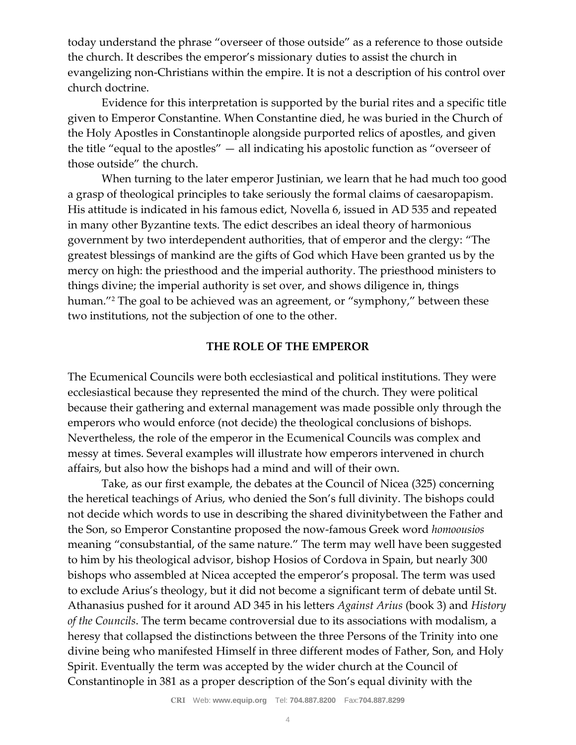today understand the phrase "overseer of those outside" as a reference to those outside the church. It describes the emperor's missionary duties to assist the church in evangelizing non-Christians within the empire. It is not a description of his control over church doctrine.

Evidence for this interpretation is supported by the burial rites and a specific title given to Emperor Constantine. When Constantine died, he was buried in the Church of the Holy Apostles in Constantinople alongside purported relics of apostles, and given the title "equal to the apostles" — all indicating his apostolic function as "overseer of those outside" the church.

When turning to the later emperor Justinian, we learn that he had much too good a grasp of theological principles to take seriously the formal claims of caesaropapism. His attitude is indicated in his famous edict, Novella 6, issued in AD 535 and repeated in many other Byzantine texts. The edict describes an ideal theory of harmonious government by two interdependent authorities, that of emperor and the clergy: "The greatest blessings of mankind are the gifts of God which Have been granted us by the mercy on high: the priesthood and the imperial authority. The priesthood ministers to things divine; the imperial authority is set over, and shows diligence in, things human."[2] The goal to be achieved was an agreement, or "symphony," between these two institutions, not the subjection of one to the other.

## THE ROLE OF THE EMPEROR

The Ecumenical Councils were both ecclesiastical and political institutions. They were ecclesiastical because they represented the mind of the church. They were political because their gathering and external management was made possible only through the emperors who would enforce (not decide) the theological conclusions of bishops. Nevertheless, the role of the emperor in the Ecumenical Councils was complex and messy at times. Several examples will illustrate how emperors intervened in church affairs, but also how the bishops had a mind and will of their own.

Take, as our first example, the debates at the Council of Nicea (325) concerning the heretical teachings of Arius, who denied the Son's full divinity. The bishops could not decide which words to use in describing the shared divinitybetween the Father and the Son, so Emperor Constantine proposed the now-famous Greek word *homoousios* meaning "consubstantial, of the same nature." The term may well have been suggested to him by his theological advisor, bishop Hosios of Cordova in Spain, but nearly 300 bishops who assembled at Nicea accepted the emperor's proposal. The term was used to exclude Arius's theology, but it did not become a significant term of debate until St. Athanasius pushed for it around AD 345 in his letters *Against Arius* (book 3) and *History of the Councils*. The term became controversial due to its associations with modalism, a heresy that collapsed the distinctions between the three Persons of the Trinity into one divine being who manifested Himself in three different modes of Father, Son, and Holy Spirit. Eventually the term was accepted by the wider church at the Council of Constantinople in 381 as a proper description of the Son's equal divinity with the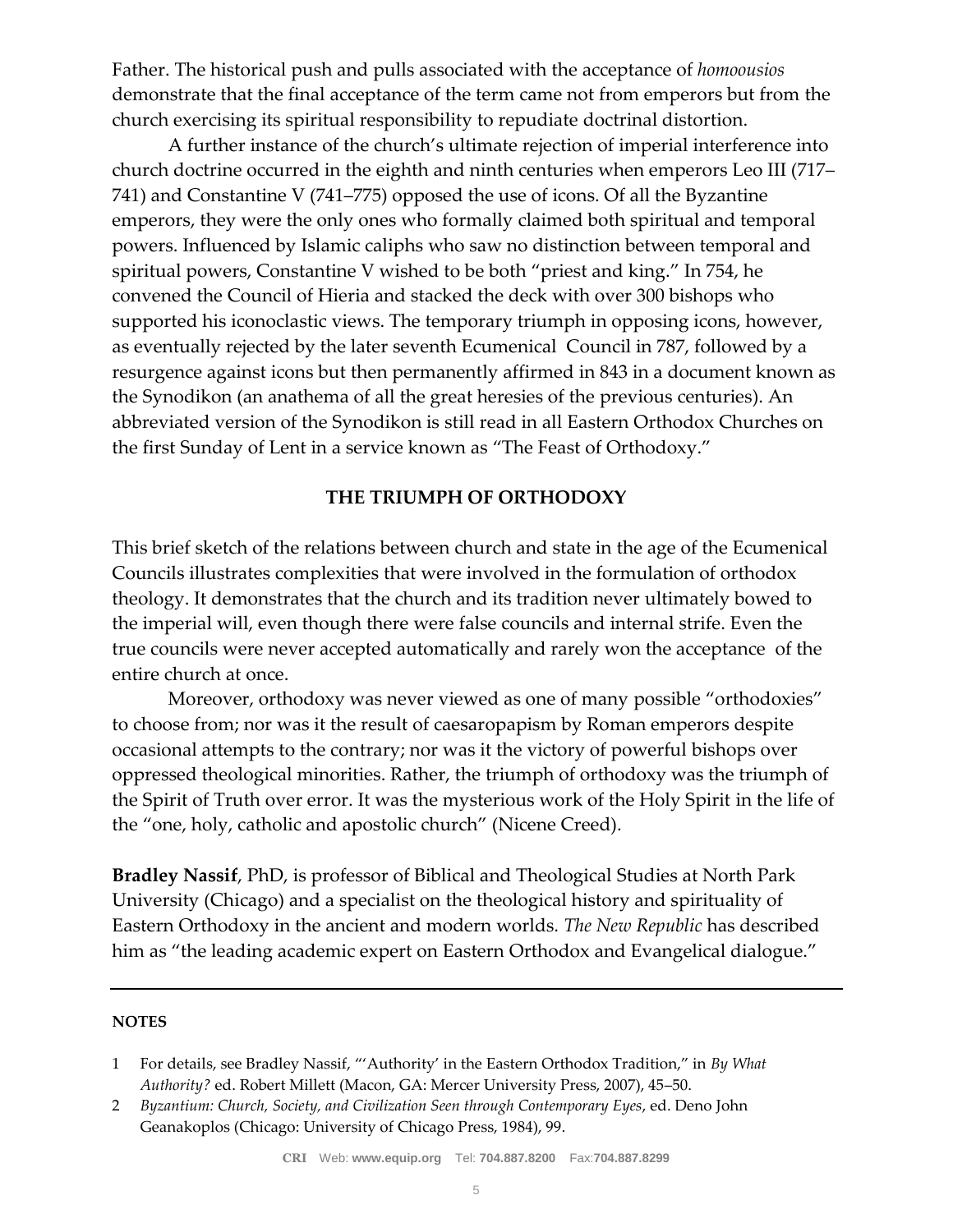Father. The historical push and pulls associated with the acceptance of *homoousios* demonstrate that the final acceptance of the term came not from emperors but from the church exercising its spiritual responsibility to repudiate doctrinal distortion.

A further instance of the church's ultimate rejection of imperial interference into church doctrine occurred in the eighth and ninth centuries when emperors Leo III (717–741) and Constantine V (741–775) opposed the use of icons. Of all the Byzantine emperors, they were the only ones who formally claimed both spiritual and temporal powers. Influenced by Islamic caliphs who saw no distinction between temporal and spiritual powers, Constantine V wished to be both "priest and king." In 754, he convened the Council of Hieria and stacked the deck with over 300 bishops who supported his iconoclastic views. The temporary triumph in opposing icons, however, as eventually rejected by the later seventh Ecumenical Council in 787, followed by a resurgence against icons but then permanently affirmed in 843 in a document known as the Synodikon (an anathema of all the great heresies of the previous centuries). An abbreviated version of the Synodikon is still read in all Eastern Orthodox Churches on the first Sunday of Lent in a service known as "The Feast of Orthodoxy."

## THE TRIUMPH OF ORTHODOXY

This brief sketch of the relations between church and state in the age of the Ecumenical Councils illustrates complexities that were involved in the formulation of orthodox theology. It demonstrates that the church and its tradition never ultimately bowed to the imperial will, even though there were false councils and internal strife. Even the true councils were never accepted automatically and rarely won the acceptance of the entire church at once.

Moreover, orthodoxy was never viewed as one of many possible "orthodoxies" to choose from; nor was it the result of caesaropapism by Roman emperors despite occasional attempts to the contrary; nor was it the victory of powerful bishops over oppressed theological minorities. Rather, the triumph of orthodoxy was the triumph of the Spirit of Truth over error. It was the mysterious work of the Holy Spirit in the life of the "one, holy, catholic and apostolic church" (Nicene Creed).

**Bradley Nassif**, PhD, is professor of Biblical and Theological Studies at North Park University (Chicago) and a specialist on the theological history and spirituality of Eastern Orthodoxy in the ancient and modern worlds. *The New Republic* has described him as "the leading academic expert on Eastern Orthodox and Evangelical dialogue."

---

**NOTES**

1 For details, see Bradley Nassif, "'Authority' in the Eastern Orthodox Tradition," in *By What Authority?* ed. Robert Millett (Macon, GA: Mercer University Press, 2007), 45–50.

2 *Byzantium: Church, Society, and Civilization Seen through Contemporary Eyes*, ed. Deno John Geanakoplos (Chicago: University of Chicago Press, 1984), 99.